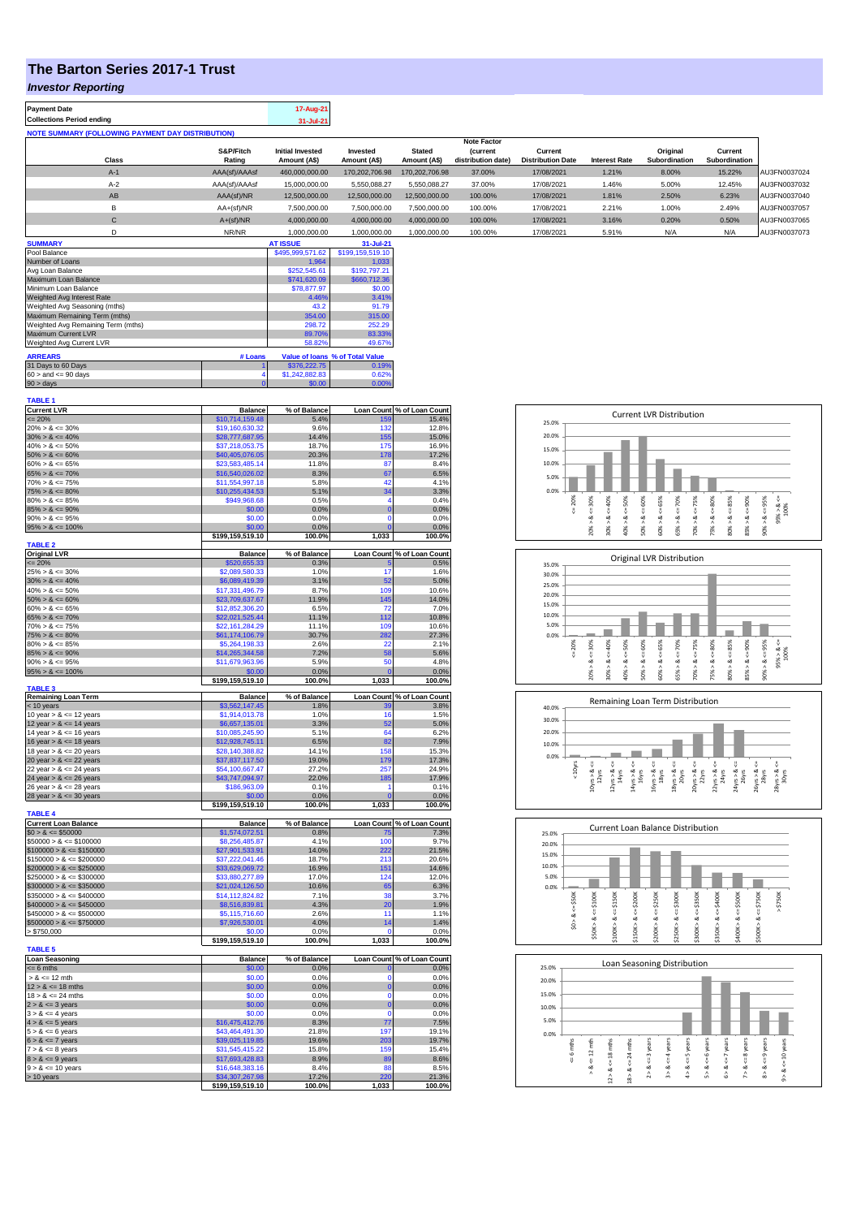# The Barton Series 2017-1 Trust

## *Investor Reporting*

| Payment Date | 17-Aug-21 |
|---|---|
| Collections Period ending | 31-Jul-21 |

**NOTE SUMMARY (FOLLOWING PAYMENT DAY DISTRIBUTION)**

| Class | S&P/Fitch Rating | Initial Invested Amount (A$) | Invested Amount (A$) | Stated Amount (A$) | Note Factor (current distribution date) | Current Distribution Date | Interest Rate | Original Subordination | Current Subordination | |
|---|---|---|---|---|---|---|---|---|---|---|
| A-1 | AAA(sf)/AAAsf | 460,000,000.00 | 170,202,706.98 | 170,202,706.98 | 37.00% | 17/08/2021 | 1.21% | 8.00% | 15.22% | AU3FN0037024 |
| A-2 | AAA(sf)/AAAsf | 15,000,000.00 | 5,550,088.27 | 5,550,088.27 | 37.00% | 17/08/2021 | 1.46% | 5.00% | 12.45% | AU3FN0037032 |
| AB | AAA(sf)/NR | 12,500,000.00 | 12,500,000.00 | 12,500,000.00 | 100.00% | 17/08/2021 | 1.81% | 2.50% | 6.23% | AU3FN0037040 |
| B | AA+(sf)/NR | 7,500,000.00 | 7,500,000.00 | 7,500,000.00 | 100.00% | 17/08/2021 | 2.21% | 1.00% | 2.49% | AU3FN0037057 |
| C | A+(sf)/NR | 4,000,000.00 | 4,000,000.00 | 4,000,000.00 | 100.00% | 17/08/2021 | 3.16% | 0.20% | 0.50% | AU3FN0037065 |
| D | NR/NR | 1,000,000.00 | 1,000,000.00 | 1,000,000.00 | 100.00% | 17/08/2021 | 5.91% | N/A | N/A | AU3FN0037073 |

| SUMMARY | AT ISSUE | 31-Jul-21 |
|---|---|---|
| Pool Balance | $495,999,571.62 | $199,159,519.10 |
| Number of Loans | 1,964 | 1,033 |
| Avg Loan Balance | $252,545.61 | $192,797.21 |
| Maximum Loan Balance | $741,620.09 | $660,712.36 |
| Minimum Loan Balance | $78,877.97 | $0.00 |
| Weighted Avg Interest Rate | 4.46% | 3.41% |
| Weighted Avg Seasoning (mths) | 43.2 | 91.79 |
| Maximum Remaining Term (mths) | 354.00 | 315.00 |
| Weighted Avg Remaining Term (mths) | 298.72 | 252.29 |
| Maximum Current LVR | 89.70% | 83.33% |
| Weighted Avg Current LVR | 58.82% | 49.67% |

| ARREARS | # Loans | Value of loans | % of Total Value |
|---|---|---|---|
| 31 Days to 60 Days | 1 | $376,222.75 | 0.19% |
| 60 > and <= 90 days | 4 | $1,242,882.83 | 0.62% |
| 90 > days | 0 | $0.00 | 0.00% |

**TABLE 1**

| Current LVR | Balance | % of Balance | Loan Count | % of Loan Count |
|---|---|---|---|---|
| <= 20% | $10,714,159.48 | 5.4% | 159 | 15.4% |
| 20% > & <= 30% | $19,160,630.32 | 9.6% | 132 | 12.8% |
| 30% > & <= 40% | $28,777,687.95 | 14.4% | 155 | 15.0% |
| 40% > & <= 50% | $37,218,053.75 | 18.7% | 175 | 16.9% |
| 50% > & <= 60% | $40,405,076.05 | 20.3% | 178 | 17.2% |
| 60% > & <= 65% | $23,583,485.14 | 11.8% | 87 | 8.4% |
| 65% > & <= 70% | $16,540,026.02 | 8.3% | 67 | 6.5% |
| 70% > & <= 75% | $11,554,997.18 | 5.8% | 42 | 4.1% |
| 75% > & <= 80% | $10,255,434.53 | 5.1% | 34 | 3.3% |
| 80% > & <= 85% | $949,968.68 | 0.5% | 4 | 0.4% |
| 85% > & <= 90% | $0.00 | 0.0% | 0 | 0.0% |
| 90% > & <= 95% | $0.00 | 0.0% | 0 | 0.0% |
| 95% > & <= 100% | $0.00 | 0.0% | 0 | 0.0% |
| | $199,159,519.10 | 100.0% | 1,033 | 100.0% |

**TABLE 2**

| Original LVR | Balance | % of Balance | Loan Count | % of Loan Count |
|---|---|---|---|---|
| <= 20% | $520,655.33 | 0.3% | 5 | 0.5% |
| 25% > & <= 30% | $2,089,580.33 | 1.0% | 17 | 1.6% |
| 30% > & <= 40% | $6,089,419.39 | 3.1% | 52 | 5.0% |
| 40% > & <= 50% | $17,331,496.79 | 8.7% | 109 | 10.6% |
| 50% > & <= 60% | $23,709,637.67 | 11.9% | 145 | 14.0% |
| 60% > & <= 65% | $12,852,306.20 | 6.5% | 72 | 7.0% |
| 65% > & <= 70% | $22,021,525.44 | 11.1% | 112 | 10.8% |
| 70% > & <= 75% | $22,161,284.29 | 11.1% | 109 | 10.6% |
| 75% > & <= 80% | $61,174,106.79 | 30.7% | 282 | 27.3% |
| 80% > & <= 85% | $5,264,198.33 | 2.6% | 22 | 2.1% |
| 85% > & <= 90% | $14,265,344.58 | 7.2% | 58 | 5.6% |
| 90% > & <= 95% | $11,679,963.96 | 5.9% | 50 | 4.8% |
| 95% > & <= 100% | $0.00 | 0.0% | 0 | 0.0% |
| | $199,159,519.10 | 100.0% | 1,033 | 100.0% |

**TABLE 3**

| Remaining Loan Term | Balance | % of Balance | Loan Count | % of Loan Count |
|---|---|---|---|---|
| < 10 years | $3,562,147.45 | 1.8% | 39 | 3.8% |
| 10 year > & <= 12 years | $1,914,013.78 | 1.0% | 16 | 1.5% |
| 12 year > & <= 14 years | $6,657,135.01 | 3.3% | 52 | 5.0% |
| 14 year > & <= 16 years | $10,085,245.90 | 5.1% | 64 | 6.2% |
| 16 year > & <= 18 years | $12,928,745.11 | 6.5% | 82 | 7.9% |
| 18 year > & <= 20 years | $28,140,388.82 | 14.1% | 158 | 15.3% |
| 20 year > & <= 22 years | $37,837,117.50 | 19.0% | 179 | 17.3% |
| 22 year > & <= 24 years | $54,100,667.47 | 27.2% | 257 | 24.9% |
| 24 year > & <= 26 years | $43,747,094.97 | 22.0% | 185 | 17.9% |
| 26 year > & <= 28 years | $186,963.09 | 0.1% | 1 | 0.1% |
| 28 year > & <= 30 years | $0.00 | 0.0% | 0 | 0.0% |
| | $199,159,519.10 | 100.0% | 1,033 | 100.0% |

**TABLE 4**

| Current Loan Balance | Balance | % of Balance | Loan Count | % of Loan Count |
|---|---|---|---|---|
| $0 > & <= $50000 | $1,574,072.51 | 0.8% | 75 | 7.3% |
| $50000 > & <= $100000 | $8,256,485.87 | 4.1% | 100 | 9.7% |
| $100000 > & <= $150000 | $27,901,533.91 | 14.0% | 222 | 21.5% |
| $150000 > & <= $200000 | $37,222,041.46 | 18.7% | 213 | 20.6% |
| $200000 > & <= $250000 | $33,629,069.72 | 16.9% | 151 | 14.6% |
| $250000 > & <= $300000 | $33,880,277.89 | 17.0% | 124 | 12.0% |
| $300000 > & <= $350000 | $21,024,126.50 | 10.6% | 65 | 6.3% |
| $350000 > & <= $400000 | $14,112,824.82 | 7.1% | 38 | 3.7% |
| $400000 > & <= $450000 | $8,516,839.81 | 4.3% | 20 | 1.9% |
| $450000 > & <= $500000 | $5,115,716.60 | 2.6% | 11 | 1.1% |
| $500000 > & <= $750000 | $7,926,530.01 | 4.0% | 14 | 1.4% |
| > $750,000 | $0.00 | 0.0% | 0 | 0.0% |
| | $199,159,519.10 | 100.0% | 1,033 | 100.0% |

**TABLE 5**

| Loan Seasoning | Balance | % of Balance | Loan Count | % of Loan Count |
|---|---|---|---|---|
| <= 6 mths | $0.00 | 0.0% | 0 | 0.0% |
| > & <= 12 mth | $0.00 | 0.0% | 0 | 0.0% |
| 12 > & <= 18 mths | $0.00 | 0.0% | 0 | 0.0% |
| 18 > & <= 24 mths | $0.00 | 0.0% | 0 | 0.0% |
| 2 > & <= 3 years | $0.00 | 0.0% | 0 | 0.0% |
| 3 > & <= 4 years | $0.00 | 0.0% | 0 | 0.0% |
| 4 > & <= 5 years | $16,475,412.76 | 8.3% | 77 | 7.5% |
| 5 > & <= 6 years | $43,464,491.30 | 21.8% | 197 | 19.1% |
| 6 > & <= 7 years | $39,025,119.85 | 19.6% | 203 | 19.7% |
| 7 > & <= 8 years | $31,545,415.22 | 15.8% | 159 | 15.4% |
| 8 > & <= 9 years | $17,693,428.83 | 8.9% | 89 | 8.6% |
| 9 > & <= 10 years | $16,648,383.16 | 8.4% | 88 | 8.5% |
| > 10 years | $34,307,267.98 | 17.2% | 220 | 21.3% |
| | $199,159,519.10 | 100.0% | 1,033 | 100.0% |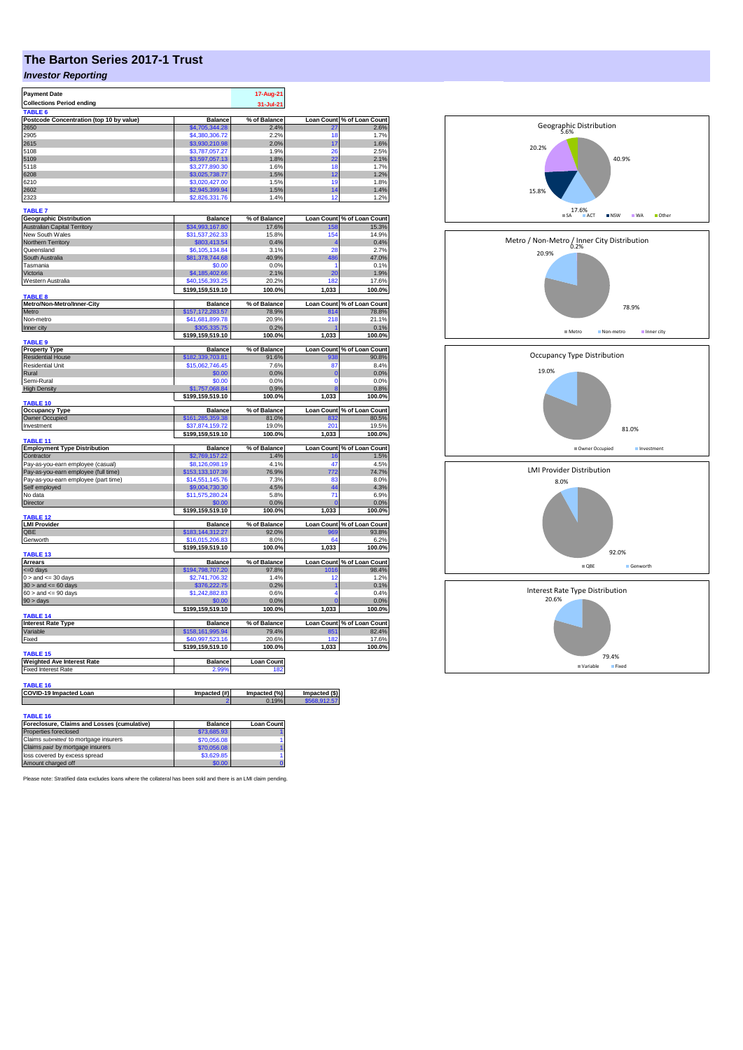# The Barton Series 2017-1 Trust

## *Investor Reporting*

| Payment Date | 17-Aug-21 |
|---|---|
| Collections Period ending | 31-Jul-21 |

**TABLE 6**

| Postcode Concentration (top 10 by value) | Balance | % of Balance | Loan Count | % of Loan Count |
|---|---|---|---|---|
| 2650 | $4,705,344.28 | 2.4% | 27 | 2.6% |
| 2905 | $4,380,306.72 | 2.2% | 18 | 1.7% |
| 2615 | $3,930,210.98 | 2.0% | 17 | 1.6% |
| 5108 | $3,787,057.27 | 1.9% | 26 | 2.5% |
| 5109 | $3,597,057.13 | 1.8% | 22 | 2.1% |
| 5118 | $3,277,890.30 | 1.6% | 18 | 1.7% |
| 6208 | $3,025,738.77 | 1.5% | 12 | 1.2% |
| 6210 | $3,020,427.00 | 1.5% | 19 | 1.8% |
| 2602 | $2,945,399.94 | 1.5% | 14 | 1.4% |
| 2323 | $2,826,331.76 | 1.4% | 12 | 1.2% |

**TABLE 7**

| Geographic Distribution | Balance | % of Balance | Loan Count | % of Loan Count |
|---|---|---|---|---|
| Australian Capital Territory | $34,993,167.80 | 17.6% | 158 | 15.3% |
| New South Wales | $31,537,262.33 | 15.8% | 154 | 14.9% |
| Northern Territory | $803,413.54 | 0.4% | 4 | 0.4% |
| Queensland | $6,105,134.84 | 3.1% | 28 | 2.7% |
| South Australia | $81,378,744.68 | 40.9% | 486 | 47.0% |
| Tasmania | $0.00 | 0.0% | 1 | 0.1% |
| Victoria | $4,185,402.66 | 2.1% | 20 | 1.9% |
| Western Australia | $40,156,393.25 | 20.2% | 182 | 17.6% |
| | $199,159,519.10 | 100.0% | 1,033 | 100.0% |

**TABLE 8**

| Metro/Non-Metro/Inner-City | Balance | % of Balance | Loan Count | % of Loan Count |
|---|---|---|---|---|
| Metro | $157,172,283.57 | 78.9% | 814 | 78.8% |
| Non-metro | $41,681,899.78 | 20.9% | 218 | 21.1% |
| Inner city | $305,335.75 | 0.2% | 1 | 0.1% |
| | $199,159,519.10 | 100.0% | 1,033 | 100.0% |

**TABLE 9**

| Property Type | Balance | % of Balance | Loan Count | % of Loan Count |
|---|---|---|---|---|
| Residential House | $182,339,703.81 | 91.6% | 938 | 90.8% |
| Residential Unit | $15,062,746.45 | 7.6% | 87 | 8.4% |
| Rural | $0.00 | 0.0% | 0 | 0.0% |
| Semi-Rural | $0.00 | 0.0% | 0 | 0.0% |
| High Density | $1,757,068.84 | 0.9% | 8 | 0.8% |
| | $199,159,519.10 | 100.0% | 1,033 | 100.0% |

**TABLE 10**

| Occupancy Type | Balance | % of Balance | Loan Count | % of Loan Count |
|---|---|---|---|---|
| Owner Occupied | $161,285,359.38 | 81.0% | 832 | 80.5% |
| Investment | $37,874,159.72 | 19.0% | 201 | 19.5% |
| | $199,159,519.10 | 100.0% | 1,033 | 100.0% |

**TABLE 11**

| Employment Type Distribution | Balance | % of Balance | Loan Count | % of Loan Count |
|---|---|---|---|---|
| Contractor | $2,769,157.22 | 1.4% | 16 | 1.5% |
| Pay-as-you-earn employee (casual) | $8,126,098.19 | 4.1% | 47 | 4.5% |
| Pay-as-you-earn employee (full time) | $153,133,107.39 | 76.9% | 772 | 74.7% |
| Pay-as-you-earn employee (part time) | $14,551,145.76 | 7.3% | 83 | 8.0% |
| Self employed | $9,004,730.30 | 4.5% | 44 | 4.3% |
| No data | $11,575,280.24 | 5.8% | 71 | 6.9% |
| Director | $0.00 | 0.0% | 0 | 0.0% |
| | $199,159,519.10 | 100.0% | 1,033 | 100.0% |

**TABLE 12**

| LMI Provider | Balance | % of Balance | Loan Count | % of Loan Count |
|---|---|---|---|---|
| QBE | $183,144,312.27 | 92.0% | 969 | 93.8% |
| Genworth | $16,015,206.83 | 8.0% | 64 | 6.2% |
| | $199,159,519.10 | 100.0% | 1,033 | 100.0% |

**TABLE 13**

| Arrears | Balance | % of Balance | Loan Count | % of Loan Count |
|---|---|---|---|---|
| <=0 days | $194,798,707.20 | 97.8% | 1016 | 98.4% |
| 0 > and <= 30 days | $2,741,706.32 | 1.4% | 12 | 1.2% |
| 30 > and <= 60 days | $376,222.75 | 0.2% | 1 | 0.1% |
| 60 > and <= 90 days | $1,242,882.83 | 0.6% | 4 | 0.4% |
| 90 > days | $0.00 | 0.0% | 0 | 0.0% |
| | $199,159,519.10 | 100.0% | 1,033 | 100.0% |

**TABLE 14**

| Interest Rate Type | Balance | % of Balance | Loan Count | % of Loan Count |
|---|---|---|---|---|
| Variable | $158,161,995.94 | 79.4% | 851 | 82.4% |
| Fixed | $40,997,523.16 | 20.6% | 182 | 17.6% |
| | $199,159,519.10 | 100.0% | 1,033 | 100.0% |

**TABLE 15**

| Weighted Ave Interest Rate | Balance | Loan Count |
|---|---|---|
| Fixed Interest Rate | 2.99% | 182 |

**TABLE 16**

| COVID-19 Impacted Loan | Impacted (#) | Impacted (%) | Impacted ($) |
|---|---|---|---|
| | 2 | 0.19% | $568,912.57 |

**TABLE 16**

| Foreclosure, Claims and Losses (cumulative) | Balance | Loan Count |
|---|---|---|
| Properties foreclosed | $73,685.93 | 1 |
| Claims *submitted* to mortgage insurers | $70,056.08 | 1 |
| Claims *paid* by mortgage insurers | $70,056.08 | 1 |
| loss covered by excess spread | $3,629.85 | 1 |
| Amount charged off | $0.00 | 0 |

Please note: Stratified data excludes loans where the collateral has been sold and there is an LMI claim pending.

Geographic Distribution: SA 40.9%, WA 20.2%, ACT 17.6%, NSW 15.8%, Other 5.6%

Metro / Non-Metro / Inner City Distribution: Metro 78.9%, Non-metro 20.9%, Inner city 0.2%

Occupancy Type Distribution: Owner Occupied 81.0%, Investment 19.0%

LMI Provider Distribution: QBE 92.0%, Genworth 8.0%

Interest Rate Type Distribution: Variable 79.4%, Fixed 20.6%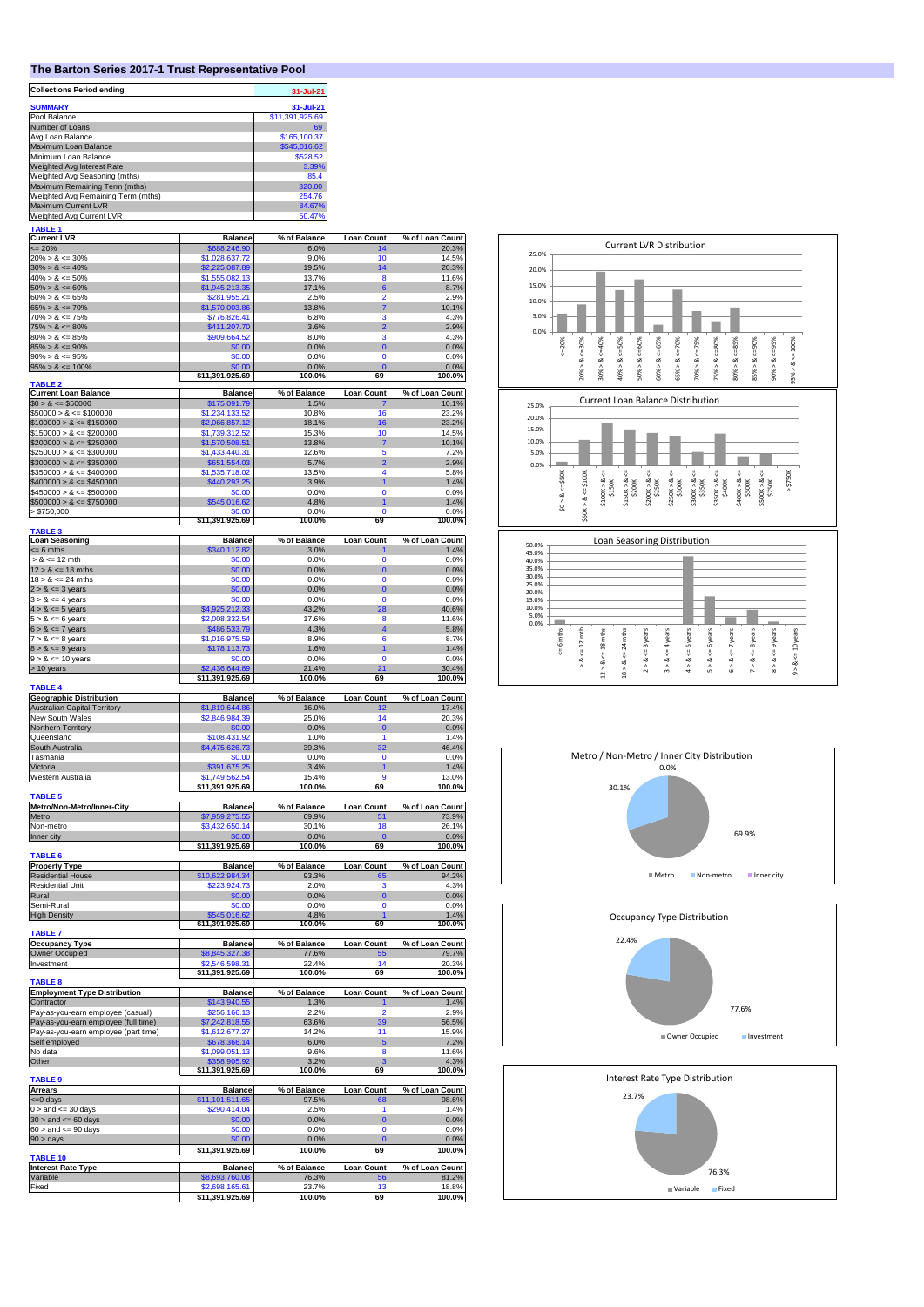# The Barton Series 2017-1 Trust Representative Pool

| Collections Period ending | 31-Jul-21 |
|---|---|

| SUMMARY | 31-Jul-21 |
|---|---|
| Pool Balance | $11,391,925.69 |
| Number of Loans | 69 |
| Avg Loan Balance | $165,100.37 |
| Maximum Loan Balance | $545,016.62 |
| Minimum Loan Balance | $528.52 |
| Weighted Avg Interest Rate | 3.39% |
| Weighted Avg Seasoning (mths) | 85.4 |
| Maximum Remaining Term (mths) | 320.00 |
| Weighted Avg Remaining Term (mths) | 254.76 |
| Maximum Current LVR | 84.67% |
| Weighted Avg Current LVR | 50.47% |

TABLE 1

| Current LVR | Balance | % of Balance | Loan Count | % of Loan Count |
|---|---|---|---|---|
| <= 20% | $688,246.90 | 6.0% | 14 | 20.3% |
| 20% > & <= 30% | $1,028,637.72 | 9.0% | 10 | 14.5% |
| 30% > & <= 40% | $2,225,087.89 | 19.5% | 14 | 20.3% |
| 40% > & <= 50% | $1,555,082.13 | 13.7% | 8 | 11.6% |
| 50% > & <= 60% | $1,945,213.35 | 17.1% | 6 | 8.7% |
| 60% > & <= 65% | $281,955.21 | 2.5% | 2 | 2.9% |
| 65% > & <= 70% | $1,570,003.86 | 13.8% | 7 | 10.1% |
| 70% > & <= 75% | $776,826.41 | 6.8% | 3 | 4.3% |
| 75% > & <= 80% | $411,207.70 | 3.6% | 2 | 2.9% |
| 80% > & <= 85% | $909,664.52 | 8.0% | 3 | 4.3% |
| 85% > & <= 90% | $0.00 | 0.0% | 0 | 0.0% |
| 90% > & <= 95% | $0.00 | 0.0% | 0 | 0.0% |
| 95% > & <= 100% | $0.00 | 0.0% | 0 | 0.0% |
| | $11,391,925.69 | 100.0% | 69 | 100.0% |

TABLE 2

| Current Loan Balance | Balance | % of Balance | Loan Count | % of Loan Count |
|---|---|---|---|---|
| $0 > & <= $50000 | $175,091.79 | 1.5% | 7 | 10.1% |
| $50000 > & <= $100000 | $1,234,133.52 | 10.8% | 16 | 23.2% |
| $100000 > & <= $150000 | $2,066,857.12 | 18.1% | 16 | 23.2% |
| $150000 > & <= $200000 | $1,739,312.52 | 15.3% | 10 | 14.5% |
| $200000 > & <= $250000 | $1,570,508.51 | 13.8% | 7 | 10.1% |
| $250000 > & <= $300000 | $1,433,440.31 | 12.6% | 5 | 7.2% |
| $300000 > & <= $350000 | $651,554.03 | 5.7% | 2 | 2.9% |
| $350000 > & <= $400000 | $1,535,718.02 | 13.5% | 4 | 5.8% |
| $400000 > & <= $450000 | $440,293.25 | 3.9% | 1 | 1.4% |
| $450000 > & <= $500000 | $0.00 | 0.0% | 0 | 0.0% |
| $500000 > & <= $750000 | $545,016.62 | 4.8% | 1 | 1.4% |
| > $750,000 | $0.00 | 0.0% | 0 | 0.0% |
| | $11,391,925.69 | 100.0% | 69 | 100.0% |

TABLE 3

| Loan Seasoning | Balance | % of Balance | Loan Count | % of Loan Count |
|---|---|---|---|---|
| <= 6 mths | $340,112.82 | 3.0% | 1 | 1.4% |
| > & <= 12 mth | $0.00 | 0.0% | 0 | 0.0% |
| 12 > & <= 18 mths | $0.00 | 0.0% | 0 | 0.0% |
| 18 > & <= 24 mths | $0.00 | 0.0% | 0 | 0.0% |
| 2 > & <= 3 years | $0.00 | 0.0% | 0 | 0.0% |
| 3 > & <= 4 years | $0.00 | 0.0% | 0 | 0.0% |
| 4 > & <= 5 years | $4,925,212.33 | 43.2% | 28 | 40.6% |
| 5 > & <= 6 years | $2,008,332.54 | 17.6% | 8 | 11.6% |
| 6 > & <= 7 years | $486,533.79 | 4.3% | 4 | 5.8% |
| 7 > & <= 8 years | $1,016,975.59 | 8.9% | 6 | 8.7% |
| 8 > & <= 9 years | $178,113.73 | 1.6% | 1 | 1.4% |
| 9 > & <= 10 years | $0.00 | 0.0% | 0 | 0.0% |
| > 10 years | $2,436,644.89 | 21.4% | 21 | 30.4% |
| | $11,391,925.69 | 100.0% | 69 | 100.0% |

TABLE 4

| Geographic Distribution | Balance | % of Balance | Loan Count | % of Loan Count |
|---|---|---|---|---|
| Australian Capital Territory | $1,819,644.86 | 16.0% | 12 | 17.4% |
| New South Wales | $2,846,984.39 | 25.0% | 14 | 20.3% |
| Northern Territory | $0.00 | 0.0% | 0 | 0.0% |
| Queensland | $108,431.92 | 1.0% | 1 | 1.4% |
| South Australia | $4,475,626.73 | 39.3% | 32 | 46.4% |
| Tasmania | $0.00 | 0.0% | 0 | 0.0% |
| Victoria | $391,675.25 | 3.4% | 1 | 1.4% |
| Western Australia | $1,749,562.54 | 15.4% | 9 | 13.0% |
| | $11,391,925.69 | 100.0% | 69 | 100.0% |

TABLE 5

| Metro/Non-Metro/Inner-City | Balance | % of Balance | Loan Count | % of Loan Count |
|---|---|---|---|---|
| Metro | $7,959,275.55 | 69.9% | 51 | 73.9% |
| Non-metro | $3,432,650.14 | 30.1% | 18 | 26.1% |
| Inner city | $0.00 | 0.0% | 0 | 0.0% |
| | $11,391,925.69 | 100.0% | 69 | 100.0% |

TABLE 6

| Property Type | Balance | % of Balance | Loan Count | % of Loan Count |
|---|---|---|---|---|
| Residential House | $10,622,984.34 | 93.3% | 65 | 94.2% |
| Residential Unit | $223,924.73 | 2.0% | 3 | 4.3% |
| Rural | $0.00 | 0.0% | 0 | 0.0% |
| Semi-Rural | $0.00 | 0.0% | 0 | 0.0% |
| High Density | $545,016.62 | 4.8% | 1 | 1.4% |
| | $11,391,925.69 | 100.0% | 69 | 100.0% |

TABLE 7

| Occupancy Type | Balance | % of Balance | Loan Count | % of Loan Count |
|---|---|---|---|---|
| Owner Occupied | $8,845,327.38 | 77.6% | 55 | 79.7% |
| Investment | $2,546,598.31 | 22.4% | 14 | 20.3% |
| | $11,391,925.69 | 100.0% | 69 | 100.0% |

TABLE 8

| Employment Type Distribution | Balance | % of Balance | Loan Count | % of Loan Count |
|---|---|---|---|---|
| Contractor | $143,940.55 | 1.3% | 1 | 1.4% |
| Pay-as-you-earn employee (casual) | $256,166.13 | 2.2% | 2 | 2.9% |
| Pay-as-you-earn employee (full time) | $7,242,818.55 | 63.6% | 39 | 56.5% |
| Pay-as-you-earn employee (part time) | $1,612,677.27 | 14.2% | 11 | 15.9% |
| Self employed | $678,366.14 | 6.0% | 5 | 7.2% |
| No data | $1,099,051.13 | 9.6% | 8 | 11.6% |
| Other | $358,905.92 | 3.2% | 3 | 4.3% |
| | $11,391,925.69 | 100.0% | 69 | 100.0% |

TABLE 9

| Arrears | Balance | % of Balance | Loan Count | % of Loan Count |
|---|---|---|---|---|
| <=0 days | $11,101,511.65 | 97.5% | 68 | 98.6% |
| 0 > and <= 30 days | $290,414.04 | 2.5% | 1 | 1.4% |
| 30 > and <= 60 days | $0.00 | 0.0% | 0 | 0.0% |
| 60 > and <= 90 days | $0.00 | 0.0% | 0 | 0.0% |
| 90 > days | $0.00 | 0.0% | 0 | 0.0% |
| | $11,391,925.69 | 100.0% | 69 | 100.0% |

TABLE 10

| Interest Rate Type | Balance | % of Balance | Loan Count | % of Loan Count |
|---|---|---|---|---|
| Variable | $8,693,760.08 | 76.3% | 56 | 81.2% |
| Fixed | $2,698,165.61 | 23.7% | 13 | 18.8% |
| | $11,391,925.69 | 100.0% | 69 | 100.0% |

Current LVR Distribution
25.0%
20.0%
15.0%
10.0%
5.0%
0.0%
<= 20%
20% > & <= 30%
30% > & <= 40%
40% > & <= 50%
50% > & <= 60%
60% > & <= 65%
65% > & <= 70%
70% > & <= 75%
75% > & <= 80%
80% > & <= 85%
85% > & <= 90%
90% > & <= 95%
95% > & <= 100%

Current Loan Balance Distribution
25.0%
20.0%
15.0%
10.0%
5.0%
0.0%
$0 > & <= $50K
$50K > & <= $100K
$100K > & <= $150K
$150K > & <= $200K
$200K > & <= $250K
$250K > & <= $300K
$300K > & <= $350K
$350K > & <= $400K
$400K > & <= $500K
$500K > & <= $750K
> $750K

Loan Seasoning Distribution
50.0%
45.0%
40.0%
35.0%
30.0%
25.0%
20.0%
15.0%
10.0%
5.0%
0.0%
<= 6 mths
> & <= 12 mth
12 > & <= 18 mths
18 > & <= 24 mths
2 > & <= 3 years
3 > & <= 4 years
4 > & <= 5 years
5 > & <= 6 years
6 > & <= 7 years
7 > & <= 8 years
8 > & <= 9 years
9 > & <= 10 years

Metro / Non-Metro / Inner City Distribution
0.0%
30.1%
69.9%
Metro
Non-metro
Inner city

Occupancy Type Distribution
22.4%
77.6%
Owner Occupied
Investment

Interest Rate Type Distribution
23.7%
76.3%
Variable
Fixed